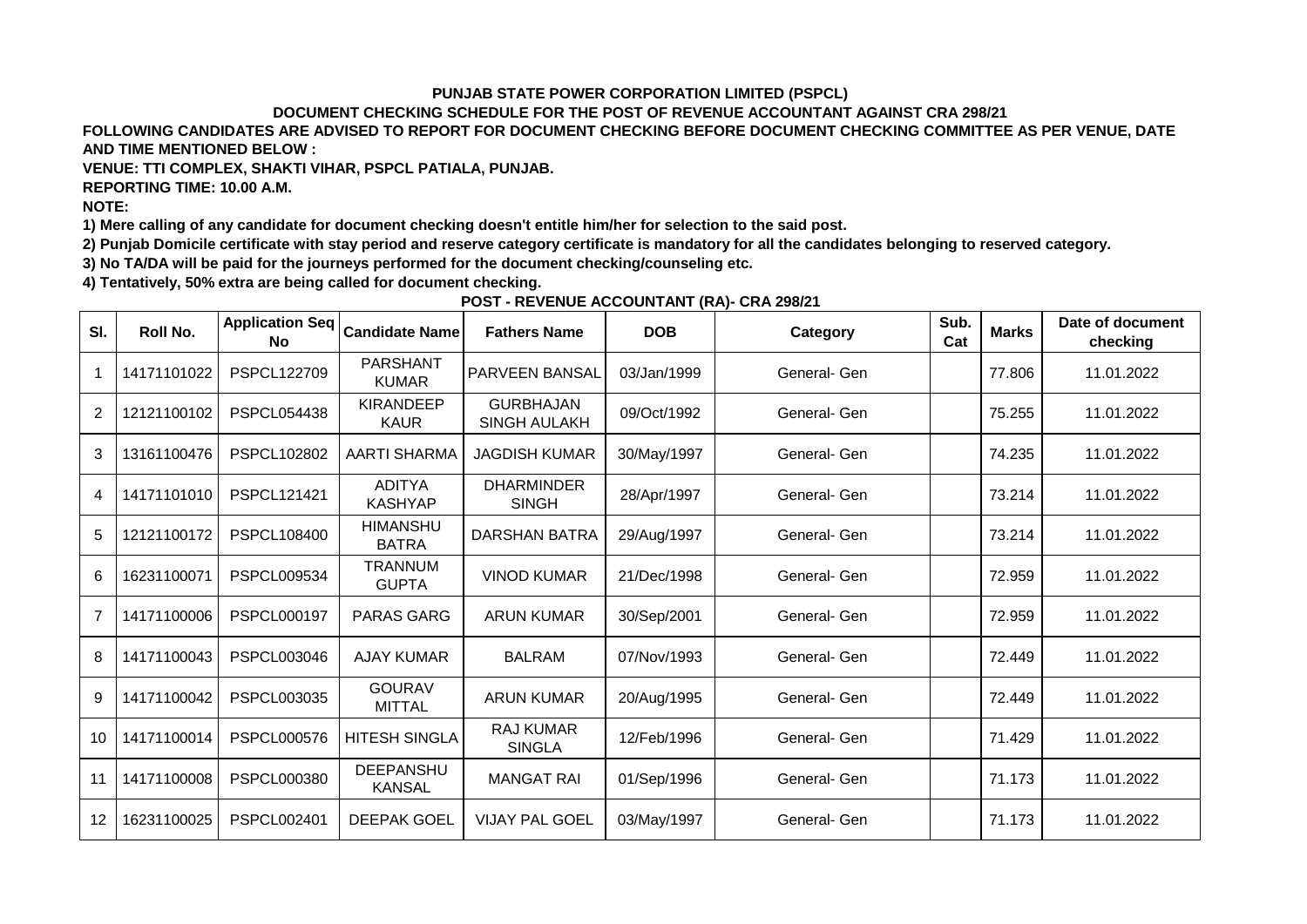**PUNJAB STATE POWER CORPORATION LIMITED (PSPCL)**

**DOCUMENT CHECKING SCHEDULE FOR THE POST OF REVENUE ACCOUNTANT AGAINST CRA 298/21**

**FOLLOWING CANDIDATES ARE ADVISED TO REPORT FOR DOCUMENT CHECKING BEFORE DOCUMENT CHECKING COMMITTEE AS PER VENUE, DATE AND TIME MENTIONED BELOW :**

**VENUE: TTI COMPLEX, SHAKTI VIHAR, PSPCL PATIALA, PUNJAB.**

**REPORTING TIME: 10.00 A.M.**

**NOTE:**

**1) Mere calling of any candidate for document checking doesn't entitle him/her for selection to the said post.**

**2) Punjab Domicile certificate with stay period and reserve category certificate is mandatory for all the candidates belonging to reserved category.**

**3) No TA/DA will be paid for the journeys performed for the document checking/counseling etc.**

**4) Tentatively, 50% extra are being called for document checking.**

**POST - REVENUE ACCOUNTANT (RA)- CRA 298/21**

| Sl. | Roll No. | Application Seq No | Candidate Name | Fathers Name | DOB | Category | Sub. Cat | Marks | Date of document checking |
|---|---|---|---|---|---|---|---|---|---|
| 1 | 14171101022 | PSPCL122709 | PARSHANT KUMAR | PARVEEN BANSAL | 03/Jan/1999 | General- Gen | | 77.806 | 11.01.2022 |
| 2 | 12121100102 | PSPCL054438 | KIRANDEEP KAUR | GURBHAJAN SINGH AULAKH | 09/Oct/1992 | General- Gen | | 75.255 | 11.01.2022 |
| 3 | 13161100476 | PSPCL102802 | AARTI SHARMA | JAGDISH KUMAR | 30/May/1997 | General- Gen | | 74.235 | 11.01.2022 |
| 4 | 14171101010 | PSPCL121421 | ADITYA KASHYAP | DHARMINDER SINGH | 28/Apr/1997 | General- Gen | | 73.214 | 11.01.2022 |
| 5 | 12121100172 | PSPCL108400 | HIMANSHU BATRA | DARSHAN BATRA | 29/Aug/1997 | General- Gen | | 73.214 | 11.01.2022 |
| 6 | 16231100071 | PSPCL009534 | TRANNUM GUPTA | VINOD KUMAR | 21/Dec/1998 | General- Gen | | 72.959 | 11.01.2022 |
| 7 | 14171100006 | PSPCL000197 | PARAS GARG | ARUN KUMAR | 30/Sep/2001 | General- Gen | | 72.959 | 11.01.2022 |
| 8 | 14171100043 | PSPCL003046 | AJAY KUMAR | BALRAM | 07/Nov/1993 | General- Gen | | 72.449 | 11.01.2022 |
| 9 | 14171100042 | PSPCL003035 | GOURAV MITTAL | ARUN KUMAR | 20/Aug/1995 | General- Gen | | 72.449 | 11.01.2022 |
| 10 | 14171100014 | PSPCL000576 | HITESH SINGLA | RAJ KUMAR SINGLA | 12/Feb/1996 | General- Gen | | 71.429 | 11.01.2022 |
| 11 | 14171100008 | PSPCL000380 | DEEPANSHU KANSAL | MANGAT RAI | 01/Sep/1996 | General- Gen | | 71.173 | 11.01.2022 |
| 12 | 16231100025 | PSPCL002401 | DEEPAK GOEL | VIJAY PAL GOEL | 03/May/1997 | General- Gen | | 71.173 | 11.01.2022 |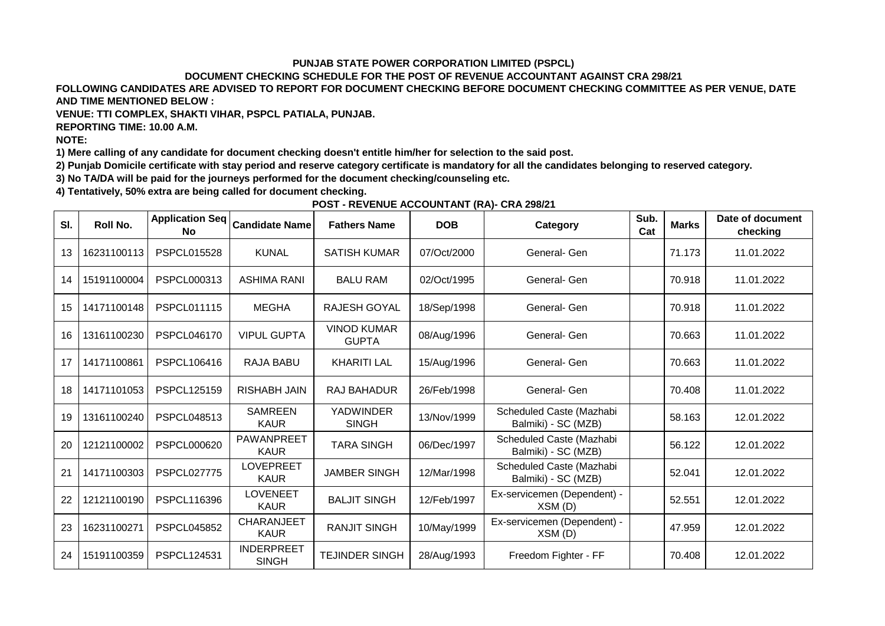**PUNJAB STATE POWER CORPORATION LIMITED (PSPCL)**

**DOCUMENT CHECKING SCHEDULE FOR THE POST OF REVENUE ACCOUNTANT AGAINST CRA 298/21**

**FOLLOWING CANDIDATES ARE ADVISED TO REPORT FOR DOCUMENT CHECKING BEFORE DOCUMENT CHECKING COMMITTEE AS PER VENUE, DATE AND TIME MENTIONED BELOW :**

**VENUE: TTI COMPLEX, SHAKTI VIHAR, PSPCL PATIALA, PUNJAB.**

**REPORTING TIME: 10.00 A.M.**

**NOTE:**

**1) Mere calling of any candidate for document checking doesn't entitle him/her for selection to the said post.**

**2) Punjab Domicile certificate with stay period and reserve category certificate is mandatory for all the candidates belonging to reserved category.**

**3) No TA/DA will be paid for the journeys performed for the document checking/counseling etc.**

**4) Tentatively, 50% extra are being called for document checking.**

**POST - REVENUE ACCOUNTANT (RA)- CRA 298/21**

| Sl. | Roll No. | Application Seq No | Candidate Name | Fathers Name | DOB | Category | Sub. Cat | Marks | Date of document checking |
|---|---|---|---|---|---|---|---|---|---|
| 13 | 16231100113 | PSPCL015528 | KUNAL | SATISH KUMAR | 07/Oct/2000 | General- Gen | | 71.173 | 11.01.2022 |
| 14 | 15191100004 | PSPCL000313 | ASHIMA RANI | BALU RAM | 02/Oct/1995 | General- Gen | | 70.918 | 11.01.2022 |
| 15 | 14171100148 | PSPCL011115 | MEGHA | RAJESH GOYAL | 18/Sep/1998 | General- Gen | | 70.918 | 11.01.2022 |
| 16 | 13161100230 | PSPCL046170 | VIPUL GUPTA | VINOD KUMAR GUPTA | 08/Aug/1996 | General- Gen | | 70.663 | 11.01.2022 |
| 17 | 14171100861 | PSPCL106416 | RAJA BABU | KHARITI LAL | 15/Aug/1996 | General- Gen | | 70.663 | 11.01.2022 |
| 18 | 14171101053 | PSPCL125159 | RISHABH JAIN | RAJ BAHADUR | 26/Feb/1998 | General- Gen | | 70.408 | 11.01.2022 |
| 19 | 13161100240 | PSPCL048513 | SAMREEN KAUR | YADWINDER SINGH | 13/Nov/1999 | Scheduled Caste (Mazhabi Balmiki) - SC (MZB) | | 58.163 | 12.01.2022 |
| 20 | 12121100002 | PSPCL000620 | PAWANPREET KAUR | TARA SINGH | 06/Dec/1997 | Scheduled Caste (Mazhabi Balmiki) - SC (MZB) | | 56.122 | 12.01.2022 |
| 21 | 14171100303 | PSPCL027775 | LOVEPREET KAUR | JAMBER SINGH | 12/Mar/1998 | Scheduled Caste (Mazhabi Balmiki) - SC (MZB) | | 52.041 | 12.01.2022 |
| 22 | 12121100190 | PSPCL116396 | LOVENEET KAUR | BALJIT SINGH | 12/Feb/1997 | Ex-servicemen (Dependent) - XSM (D) | | 52.551 | 12.01.2022 |
| 23 | 16231100271 | PSPCL045852 | CHARANJEET KAUR | RANJIT SINGH | 10/May/1999 | Ex-servicemen (Dependent) - XSM (D) | | 47.959 | 12.01.2022 |
| 24 | 15191100359 | PSPCL124531 | INDERPREET SINGH | TEJINDER SINGH | 28/Aug/1993 | Freedom Fighter - FF | | 70.408 | 12.01.2022 |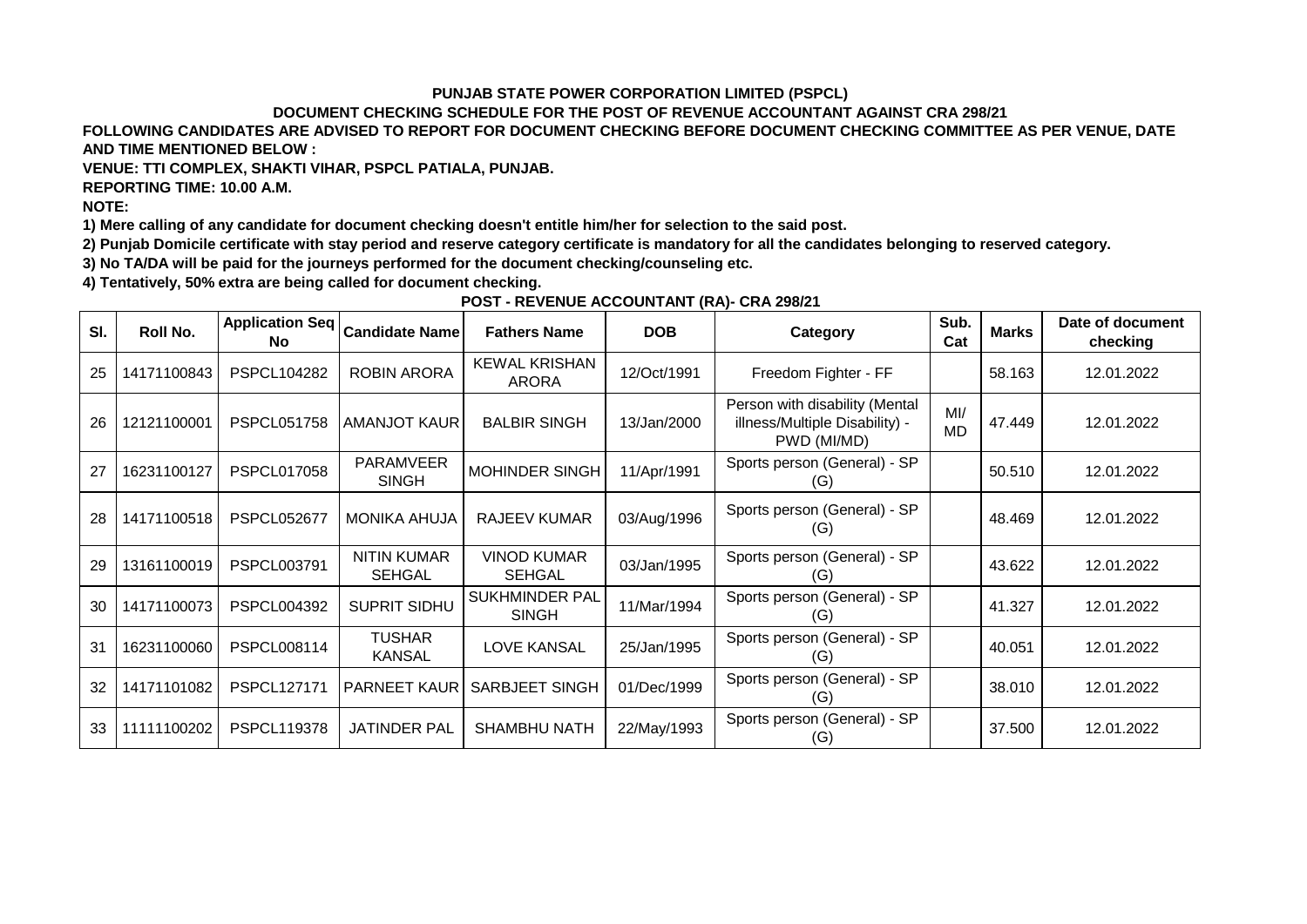**PUNJAB STATE POWER CORPORATION LIMITED (PSPCL)**

**DOCUMENT CHECKING SCHEDULE FOR THE POST OF REVENUE ACCOUNTANT AGAINST CRA 298/21**

**FOLLOWING CANDIDATES ARE ADVISED TO REPORT FOR DOCUMENT CHECKING BEFORE DOCUMENT CHECKING COMMITTEE AS PER VENUE, DATE AND TIME MENTIONED BELOW :**

**VENUE: TTI COMPLEX, SHAKTI VIHAR, PSPCL PATIALA, PUNJAB.**

**REPORTING TIME: 10.00 A.M.**

**NOTE:**

**1) Mere calling of any candidate for document checking doesn't entitle him/her for selection to the said post.**

**2) Punjab Domicile certificate with stay period and reserve category certificate is mandatory for all the candidates belonging to reserved category.**

**3) No TA/DA will be paid for the journeys performed for the document checking/counseling etc.**

**4) Tentatively, 50% extra are being called for document checking.**

**POST - REVENUE ACCOUNTANT (RA)- CRA 298/21**

| Sl. | Roll No. | Application Seq No | Candidate Name | Fathers Name | DOB | Category | Sub. Cat | Marks | Date of document checking |
|---|---|---|---|---|---|---|---|---|---|
| 25 | 14171100843 | PSPCL104282 | ROBIN ARORA | KEWAL KRISHAN ARORA | 12/Oct/1991 | Freedom Fighter - FF | | 58.163 | 12.01.2022 |
| 26 | 12121100001 | PSPCL051758 | AMANJOT KAUR | BALBIR SINGH | 13/Jan/2000 | Person with disability (Mental illness/Multiple Disability) - PWD (MI/MD) | MI/ MD | 47.449 | 12.01.2022 |
| 27 | 16231100127 | PSPCL017058 | PARAMVEER SINGH | MOHINDER SINGH | 11/Apr/1991 | Sports person (General) - SP (G) | | 50.510 | 12.01.2022 |
| 28 | 14171100518 | PSPCL052677 | MONIKA AHUJA | RAJEEV KUMAR | 03/Aug/1996 | Sports person (General) - SP (G) | | 48.469 | 12.01.2022 |
| 29 | 13161100019 | PSPCL003791 | NITIN KUMAR SEHGAL | VINOD KUMAR SEHGAL | 03/Jan/1995 | Sports person (General) - SP (G) | | 43.622 | 12.01.2022 |
| 30 | 14171100073 | PSPCL004392 | SUPRIT SIDHU | SUKHMINDER PAL SINGH | 11/Mar/1994 | Sports person (General) - SP (G) | | 41.327 | 12.01.2022 |
| 31 | 16231100060 | PSPCL008114 | TUSHAR KANSAL | LOVE KANSAL | 25/Jan/1995 | Sports person (General) - SP (G) | | 40.051 | 12.01.2022 |
| 32 | 14171101082 | PSPCL127171 | PARNEET KAUR | SARBJEET SINGH | 01/Dec/1999 | Sports person (General) - SP (G) | | 38.010 | 12.01.2022 |
| 33 | 11111100202 | PSPCL119378 | JATINDER PAL | SHAMBHU NATH | 22/May/1993 | Sports person (General) - SP (G) | | 37.500 | 12.01.2022 |